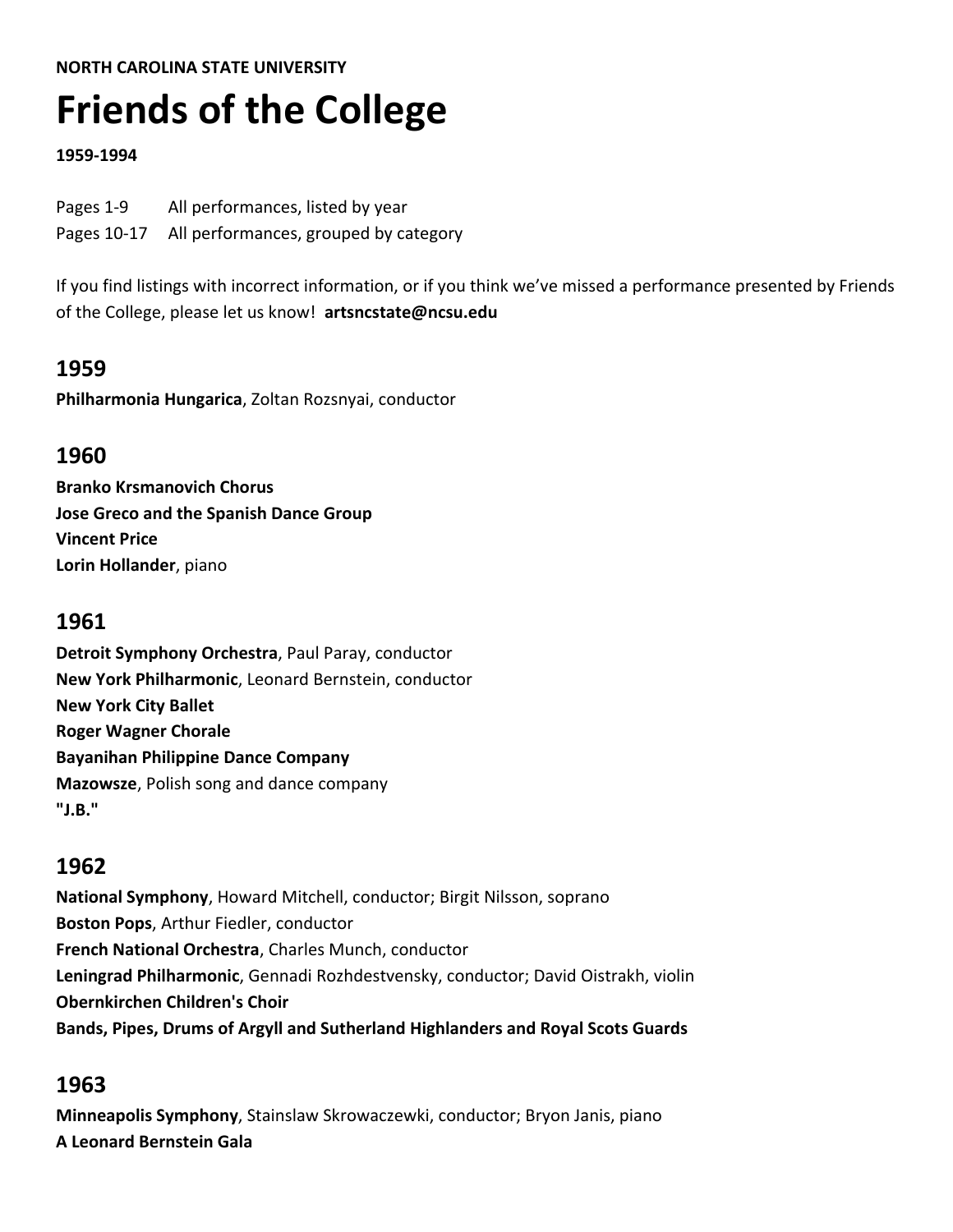**NORTH CAROLINA STATE UNIVERSITY**

# Friends of the College

**1959-1994**

Pages 1-9 All performances, listed by year
Pages 10-17 All performances, grouped by category

If you find listings with incorrect information, or if you think we've missed a performance presented by Friends of the College, please let us know! **artsncstate@ncsu.edu**

## 1959

**Philharmonia Hungarica**, Zoltan Rozsnyai, conductor

## 1960

**Branko Krsmanovich Chorus**
**Jose Greco and the Spanish Dance Group**
**Vincent Price**
**Lorin Hollander**, piano

## 1961

**Detroit Symphony Orchestra**, Paul Paray, conductor
**New York Philharmonic**, Leonard Bernstein, conductor
**New York City Ballet**
**Roger Wagner Chorale**
**Bayanihan Philippine Dance Company**
**Mazowsze**, Polish song and dance company
**"J.B."**

## 1962

**National Symphony**, Howard Mitchell, conductor; Birgit Nilsson, soprano
**Boston Pops**, Arthur Fiedler, conductor
**French National Orchestra**, Charles Munch, conductor
**Leningrad Philharmonic**, Gennadi Rozhdestvensky, conductor; David Oistrakh, violin
**Obernkirchen Children's Choir**
**Bands, Pipes, Drums of Argyll and Sutherland Highlanders and Royal Scots Guards**

## 1963

**Minneapolis Symphony**, Stainslaw Skrowaczewki, conductor; Bryon Janis, piano
**A Leonard Bernstein Gala**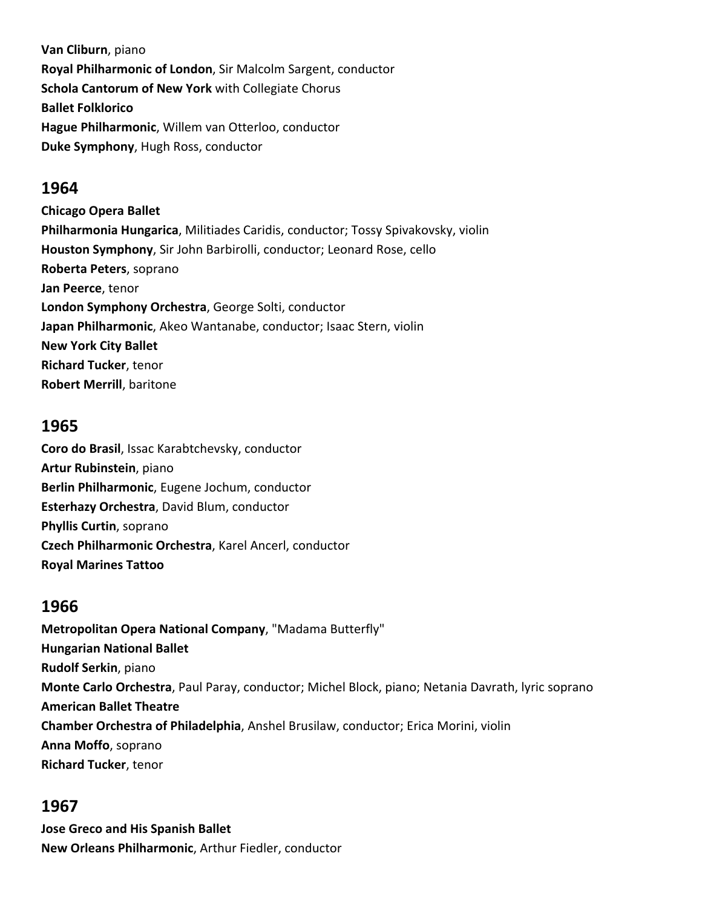**Van Cliburn**, piano
**Royal Philharmonic of London**, Sir Malcolm Sargent, conductor
**Schola Cantorum of New York** with Collegiate Chorus
**Ballet Folklorico**
**Hague Philharmonic**, Willem van Otterloo, conductor
**Duke Symphony**, Hugh Ross, conductor

## 1964

**Chicago Opera Ballet**
**Philharmonia Hungarica**, Militiades Caridis, conductor; Tossy Spivakovsky, violin
**Houston Symphony**, Sir John Barbirolli, conductor; Leonard Rose, cello
**Roberta Peters**, soprano
**Jan Peerce**, tenor
**London Symphony Orchestra**, George Solti, conductor
**Japan Philharmonic**, Akeo Wantanabe, conductor; Isaac Stern, violin
**New York City Ballet**
**Richard Tucker**, tenor
**Robert Merrill**, baritone

## 1965

**Coro do Brasil**, Issac Karabtchevsky, conductor
**Artur Rubinstein**, piano
**Berlin Philharmonic**, Eugene Jochum, conductor
**Esterhazy Orchestra**, David Blum, conductor
**Phyllis Curtin**, soprano
**Czech Philharmonic Orchestra**, Karel Ancerl, conductor
**Royal Marines Tattoo**

## 1966

**Metropolitan Opera National Company**, "Madama Butterfly"
**Hungarian National Ballet**
**Rudolf Serkin**, piano
**Monte Carlo Orchestra**, Paul Paray, conductor; Michel Block, piano; Netania Davrath, lyric soprano
**American Ballet Theatre**
**Chamber Orchestra of Philadelphia**, Anshel Brusilaw, conductor; Erica Morini, violin
**Anna Moffo**, soprano
**Richard Tucker**, tenor

## 1967

**Jose Greco and His Spanish Ballet**
**New Orleans Philharmonic**, Arthur Fiedler, conductor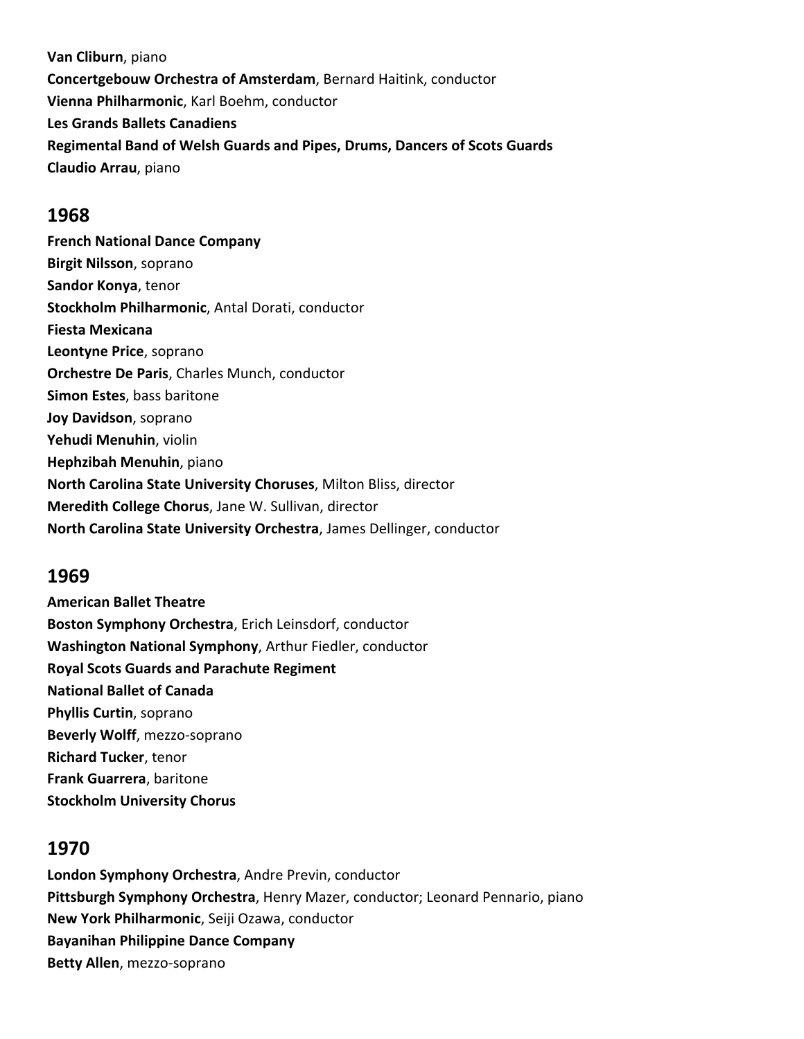**Van Cliburn**, piano
**Concertgebouw Orchestra of Amsterdam**, Bernard Haitink, conductor
**Vienna Philharmonic**, Karl Boehm, conductor
**Les Grands Ballets Canadiens**
**Regimental Band of Welsh Guards and Pipes, Drums, Dancers of Scots Guards**
**Claudio Arrau**, piano

## 1968

**French National Dance Company**
**Birgit Nilsson**, soprano
**Sandor Konya**, tenor
**Stockholm Philharmonic**, Antal Dorati, conductor
**Fiesta Mexicana**
**Leontyne Price**, soprano
**Orchestre De Paris**, Charles Munch, conductor
**Simon Estes**, bass baritone
**Joy Davidson**, soprano
**Yehudi Menuhin**, violin
**Hephzibah Menuhin**, piano
**North Carolina State University Choruses**, Milton Bliss, director
**Meredith College Chorus**, Jane W. Sullivan, director
**North Carolina State University Orchestra**, James Dellinger, conductor

## 1969

**American Ballet Theatre**
**Boston Symphony Orchestra**, Erich Leinsdorf, conductor
**Washington National Symphony**, Arthur Fiedler, conductor
**Royal Scots Guards and Parachute Regiment**
**National Ballet of Canada**
**Phyllis Curtin**, soprano
**Beverly Wolff**, mezzo-soprano
**Richard Tucker**, tenor
**Frank Guarrera**, baritone
**Stockholm University Chorus**

## 1970

**London Symphony Orchestra**, Andre Previn, conductor
**Pittsburgh Symphony Orchestra**, Henry Mazer, conductor; Leonard Pennario, piano
**New York Philharmonic**, Seiji Ozawa, conductor
**Bayanihan Philippine Dance Company**
**Betty Allen**, mezzo-soprano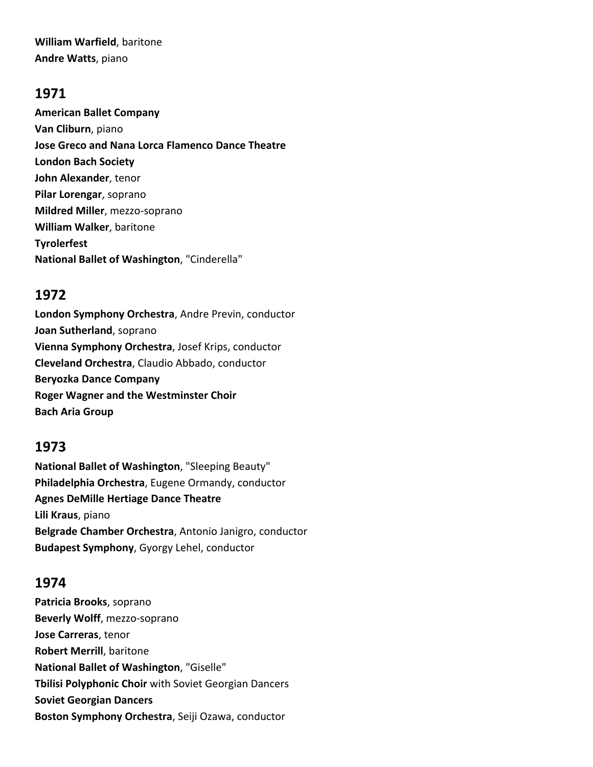**William Warfield**, baritone
**Andre Watts**, piano

## 1971

**American Ballet Company**
**Van Cliburn**, piano
**Jose Greco and Nana Lorca Flamenco Dance Theatre**
**London Bach Society**
**John Alexander**, tenor
**Pilar Lorengar**, soprano
**Mildred Miller**, mezzo-soprano
**William Walker**, baritone
**Tyrolerfest**
**National Ballet of Washington**, "Cinderella"

## 1972

**London Symphony Orchestra**, Andre Previn, conductor
**Joan Sutherland**, soprano
**Vienna Symphony Orchestra**, Josef Krips, conductor
**Cleveland Orchestra**, Claudio Abbado, conductor
**Beryozka Dance Company**
**Roger Wagner and the Westminster Choir**
**Bach Aria Group**

## 1973

**National Ballet of Washington**, "Sleeping Beauty"
**Philadelphia Orchestra**, Eugene Ormandy, conductor
**Agnes DeMille Hertiage Dance Theatre**
**Lili Kraus**, piano
**Belgrade Chamber Orchestra**, Antonio Janigro, conductor
**Budapest Symphony**, Gyorgy Lehel, conductor

## 1974

**Patricia Brooks**, soprano
**Beverly Wolff**, mezzo-soprano
**Jose Carreras**, tenor
**Robert Merrill**, baritone
**National Ballet of Washington**, "Giselle"
**Tbilisi Polyphonic Choir** with Soviet Georgian Dancers
**Soviet Georgian Dancers**
**Boston Symphony Orchestra**, Seiji Ozawa, conductor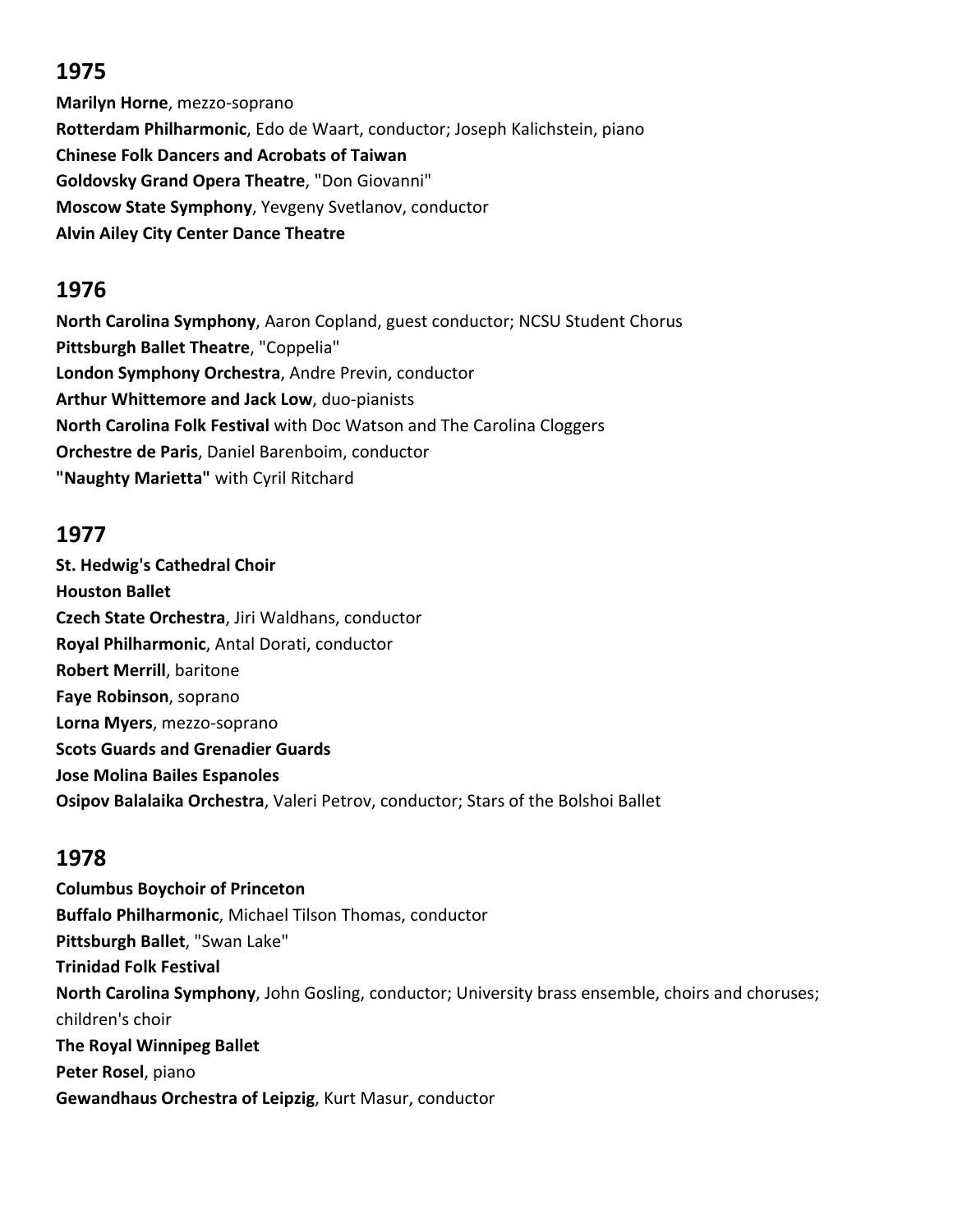## 1975

**Marilyn Horne**, mezzo-soprano
**Rotterdam Philharmonic**, Edo de Waart, conductor; Joseph Kalichstein, piano
**Chinese Folk Dancers and Acrobats of Taiwan**
**Goldovsky Grand Opera Theatre**, "Don Giovanni"
**Moscow State Symphony**, Yevgeny Svetlanov, conductor
**Alvin Ailey City Center Dance Theatre**

## 1976

**North Carolina Symphony**, Aaron Copland, guest conductor; NCSU Student Chorus
**Pittsburgh Ballet Theatre**, "Coppelia"
**London Symphony Orchestra**, Andre Previn, conductor
**Arthur Whittemore and Jack Low**, duo-pianists
**North Carolina Folk Festival** with Doc Watson and The Carolina Cloggers
**Orchestre de Paris**, Daniel Barenboim, conductor
**"Naughty Marietta"** with Cyril Ritchard

## 1977

**St. Hedwig's Cathedral Choir**
**Houston Ballet**
**Czech State Orchestra**, Jiri Waldhans, conductor
**Royal Philharmonic**, Antal Dorati, conductor
**Robert Merrill**, baritone
**Faye Robinson**, soprano
**Lorna Myers**, mezzo-soprano
**Scots Guards and Grenadier Guards**
**Jose Molina Bailes Espanoles**
**Osipov Balalaika Orchestra**, Valeri Petrov, conductor; Stars of the Bolshoi Ballet

## 1978

**Columbus Boychoir of Princeton**
**Buffalo Philharmonic**, Michael Tilson Thomas, conductor
**Pittsburgh Ballet**, "Swan Lake"
**Trinidad Folk Festival**
**North Carolina Symphony**, John Gosling, conductor; University brass ensemble, choirs and choruses; children's choir
**The Royal Winnipeg Ballet**
**Peter Rosel**, piano
**Gewandhaus Orchestra of Leipzig**, Kurt Masur, conductor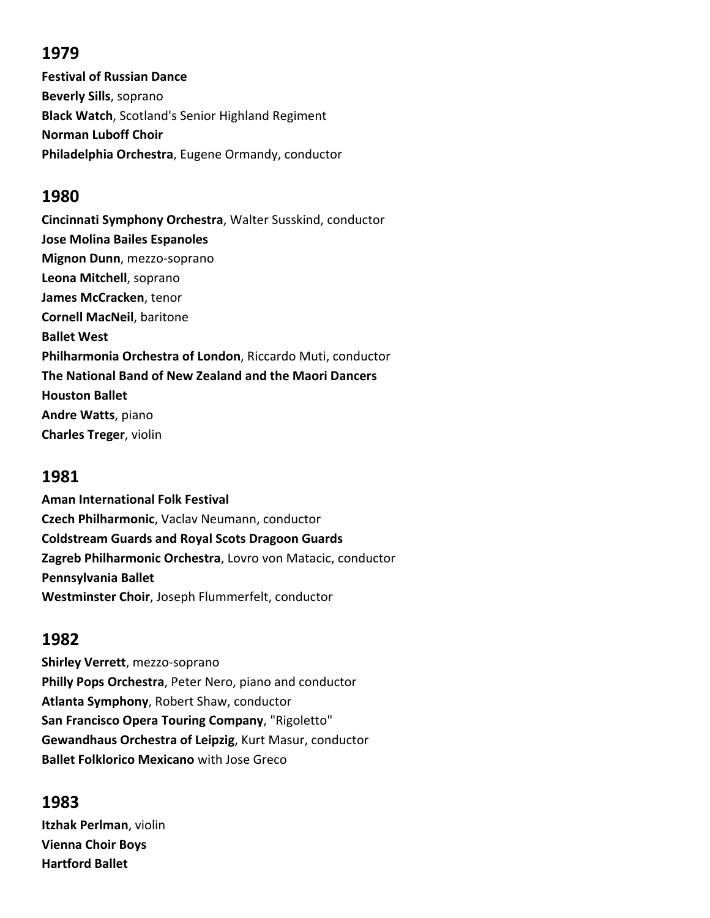## 1979

**Festival of Russian Dance**
**Beverly Sills**, soprano
**Black Watch**, Scotland's Senior Highland Regiment
**Norman Luboff Choir**
**Philadelphia Orchestra**, Eugene Ormandy, conductor

## 1980

**Cincinnati Symphony Orchestra**, Walter Susskind, conductor
**Jose Molina Bailes Espanoles**
**Mignon Dunn**, mezzo-soprano
**Leona Mitchell**, soprano
**James McCracken**, tenor
**Cornell MacNeil**, baritone
**Ballet West**
**Philharmonia Orchestra of London**, Riccardo Muti, conductor
**The National Band of New Zealand and the Maori Dancers**
**Houston Ballet**
**Andre Watts**, piano
**Charles Treger**, violin

## 1981

**Aman International Folk Festival**
**Czech Philharmonic**, Vaclav Neumann, conductor
**Coldstream Guards and Royal Scots Dragoon Guards**
**Zagreb Philharmonic Orchestra**, Lovro von Matacic, conductor
**Pennsylvania Ballet**
**Westminster Choir**, Joseph Flummerfelt, conductor

## 1982

**Shirley Verrett**, mezzo-soprano
**Philly Pops Orchestra**, Peter Nero, piano and conductor
**Atlanta Symphony**, Robert Shaw, conductor
**San Francisco Opera Touring Company**, "Rigoletto"
**Gewandhaus Orchestra of Leipzig**, Kurt Masur, conductor
**Ballet Folklorico Mexicano** with Jose Greco

## 1983

**Itzhak Perlman**, violin
**Vienna Choir Boys**
**Hartford Ballet**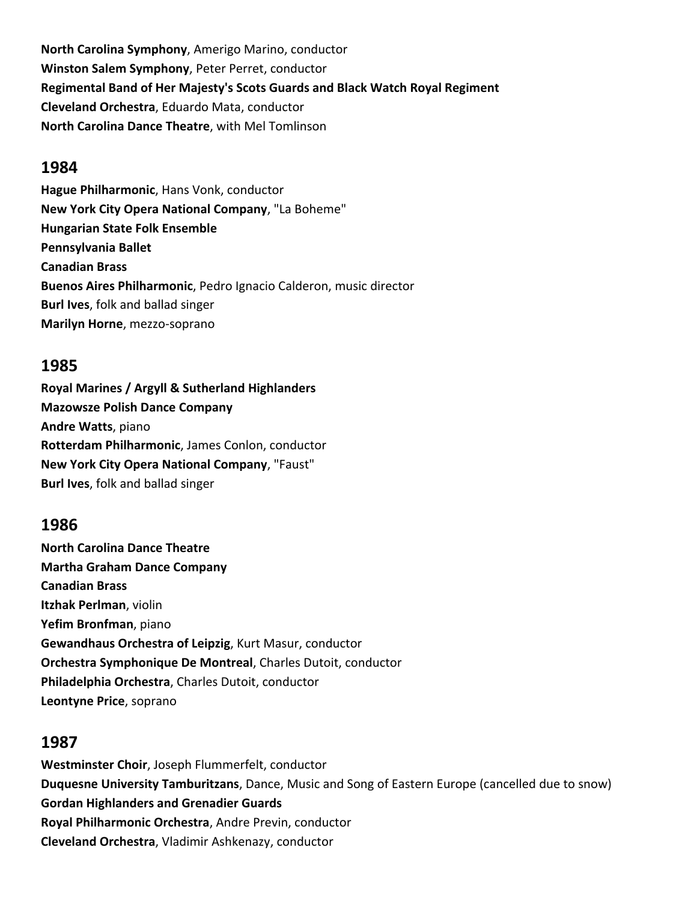**North Carolina Symphony**, Amerigo Marino, conductor
**Winston Salem Symphony**, Peter Perret, conductor
**Regimental Band of Her Majesty's Scots Guards and Black Watch Royal Regiment**
**Cleveland Orchestra**, Eduardo Mata, conductor
**North Carolina Dance Theatre**, with Mel Tomlinson

## 1984

**Hague Philharmonic**, Hans Vonk, conductor
**New York City Opera National Company**, "La Boheme"
**Hungarian State Folk Ensemble**
**Pennsylvania Ballet**
**Canadian Brass**
**Buenos Aires Philharmonic**, Pedro Ignacio Calderon, music director
**Burl Ives**, folk and ballad singer
**Marilyn Horne**, mezzo-soprano

## 1985

**Royal Marines / Argyll & Sutherland Highlanders**
**Mazowsze Polish Dance Company**
**Andre Watts**, piano
**Rotterdam Philharmonic**, James Conlon, conductor
**New York City Opera National Company**, "Faust"
**Burl Ives**, folk and ballad singer

## 1986

**North Carolina Dance Theatre**
**Martha Graham Dance Company**
**Canadian Brass**
**Itzhak Perlman**, violin
**Yefim Bronfman**, piano
**Gewandhaus Orchestra of Leipzig**, Kurt Masur, conductor
**Orchestra Symphonique De Montreal**, Charles Dutoit, conductor
**Philadelphia Orchestra**, Charles Dutoit, conductor
**Leontyne Price**, soprano

## 1987

**Westminster Choir**, Joseph Flummerfelt, conductor
**Duquesne University Tamburitzans**, Dance, Music and Song of Eastern Europe (cancelled due to snow)
**Gordan Highlanders and Grenadier Guards**
**Royal Philharmonic Orchestra**, Andre Previn, conductor
**Cleveland Orchestra**, Vladimir Ashkenazy, conductor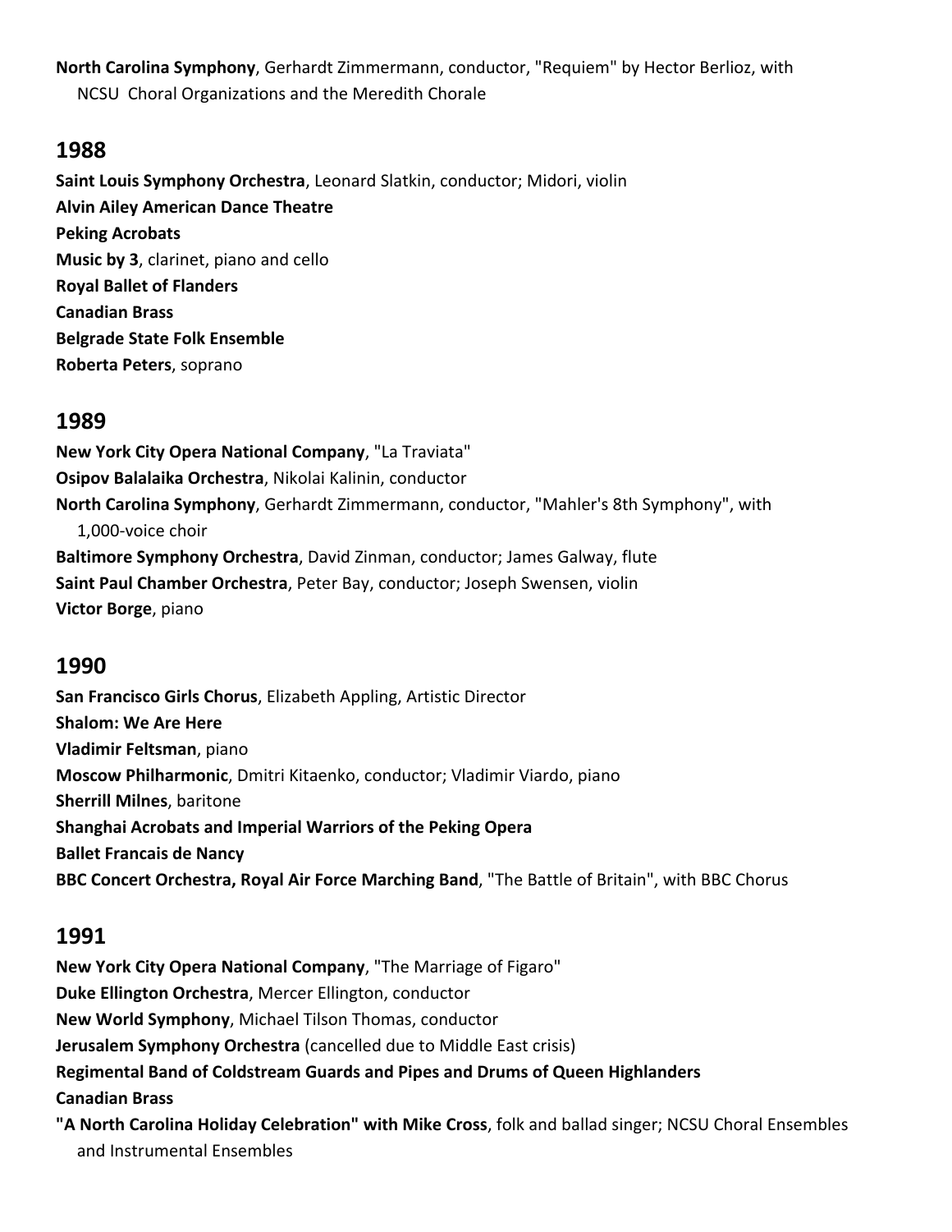**North Carolina Symphony**, Gerhardt Zimmermann, conductor, "Requiem" by Hector Berlioz, with NCSU Choral Organizations and the Meredith Chorale

## 1988

**Saint Louis Symphony Orchestra**, Leonard Slatkin, conductor; Midori, violin
**Alvin Ailey American Dance Theatre**
**Peking Acrobats**
**Music by 3**, clarinet, piano and cello
**Royal Ballet of Flanders**
**Canadian Brass**
**Belgrade State Folk Ensemble**
**Roberta Peters**, soprano

## 1989

**New York City Opera National Company**, "La Traviata"
**Osipov Balalaika Orchestra**, Nikolai Kalinin, conductor
**North Carolina Symphony**, Gerhardt Zimmermann, conductor, "Mahler's 8th Symphony", with 1,000-voice choir
**Baltimore Symphony Orchestra**, David Zinman, conductor; James Galway, flute
**Saint Paul Chamber Orchestra**, Peter Bay, conductor; Joseph Swensen, violin
**Victor Borge**, piano

## 1990

**San Francisco Girls Chorus**, Elizabeth Appling, Artistic Director
**Shalom: We Are Here**
**Vladimir Feltsman**, piano
**Moscow Philharmonic**, Dmitri Kitaenko, conductor; Vladimir Viardo, piano
**Sherrill Milnes**, baritone
**Shanghai Acrobats and Imperial Warriors of the Peking Opera**
**Ballet Francais de Nancy**
**BBC Concert Orchestra, Royal Air Force Marching Band**, "The Battle of Britain", with BBC Chorus

## 1991

**New York City Opera National Company**, "The Marriage of Figaro"
**Duke Ellington Orchestra**, Mercer Ellington, conductor
**New World Symphony**, Michael Tilson Thomas, conductor
**Jerusalem Symphony Orchestra** (cancelled due to Middle East crisis)
**Regimental Band of Coldstream Guards and Pipes and Drums of Queen Highlanders**
**Canadian Brass**
**"A North Carolina Holiday Celebration" with Mike Cross**, folk and ballad singer; NCSU Choral Ensembles and Instrumental Ensembles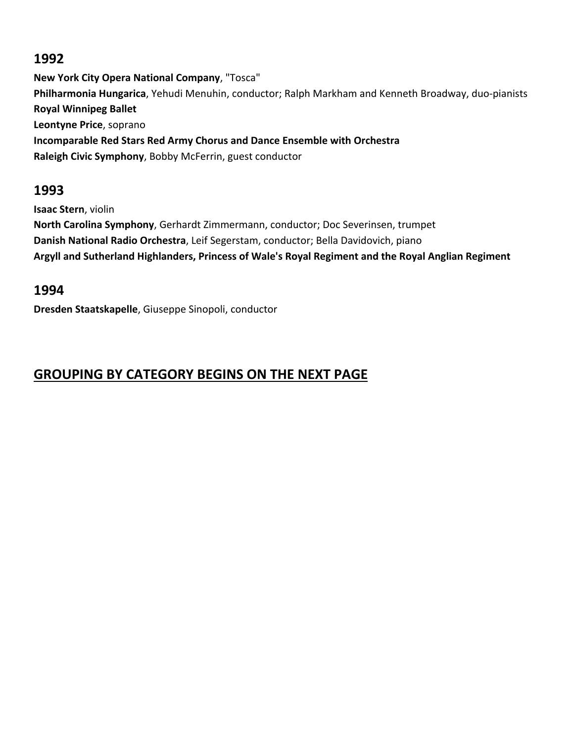## 1992

**New York City Opera National Company**, "Tosca"
**Philharmonia Hungarica**, Yehudi Menuhin, conductor; Ralph Markham and Kenneth Broadway, duo-pianists
**Royal Winnipeg Ballet**
**Leontyne Price**, soprano
**Incomparable Red Stars Red Army Chorus and Dance Ensemble with Orchestra**
**Raleigh Civic Symphony**, Bobby McFerrin, guest conductor

## 1993

**Isaac Stern**, violin
**North Carolina Symphony**, Gerhardt Zimmermann, conductor; Doc Severinsen, trumpet
**Danish National Radio Orchestra**, Leif Segerstam, conductor; Bella Davidovich, piano
**Argyll and Sutherland Highlanders, Princess of Wale's Royal Regiment and the Royal Anglian Regiment**

## 1994

**Dresden Staatskapelle**, Giuseppe Sinopoli, conductor

## GROUPING BY CATEGORY BEGINS ON THE NEXT PAGE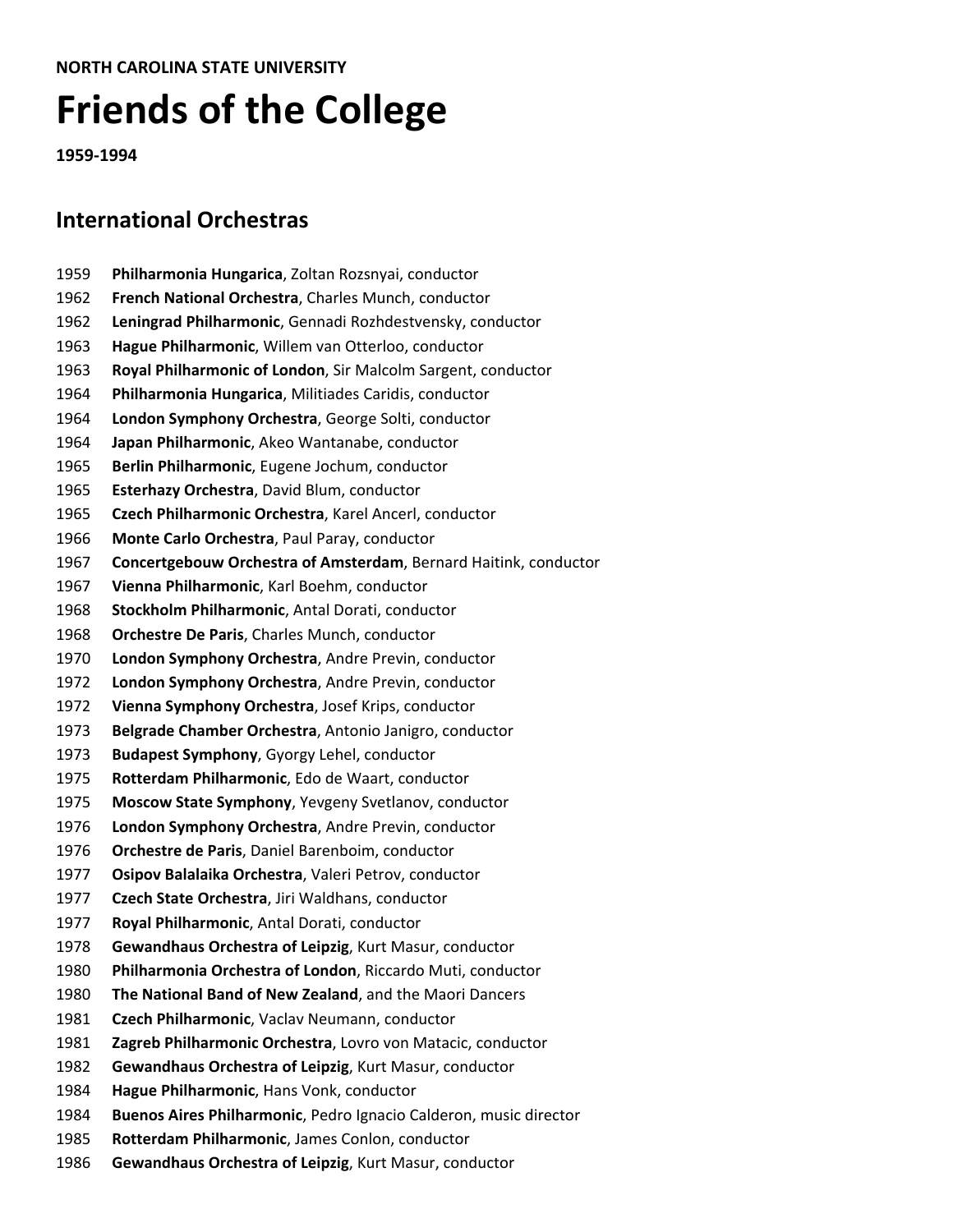**NORTH CAROLINA STATE UNIVERSITY**

# Friends of the College

**1959-1994**

## International Orchestras

1959 **Philharmonia Hungarica**, Zoltan Rozsnyai, conductor
1962 **French National Orchestra**, Charles Munch, conductor
1962 **Leningrad Philharmonic**, Gennadi Rozhdestvensky, conductor
1963 **Hague Philharmonic**, Willem van Otterloo, conductor
1963 **Royal Philharmonic of London**, Sir Malcolm Sargent, conductor
1964 **Philharmonia Hungarica**, Militiades Caridis, conductor
1964 **London Symphony Orchestra**, George Solti, conductor
1964 **Japan Philharmonic**, Akeo Wantanabe, conductor
1965 **Berlin Philharmonic**, Eugene Jochum, conductor
1965 **Esterhazy Orchestra**, David Blum, conductor
1965 **Czech Philharmonic Orchestra**, Karel Ancerl, conductor
1966 **Monte Carlo Orchestra**, Paul Paray, conductor
1967 **Concertgebouw Orchestra of Amsterdam**, Bernard Haitink, conductor
1967 **Vienna Philharmonic**, Karl Boehm, conductor
1968 **Stockholm Philharmonic**, Antal Dorati, conductor
1968 **Orchestre De Paris**, Charles Munch, conductor
1970 **London Symphony Orchestra**, Andre Previn, conductor
1972 **London Symphony Orchestra**, Andre Previn, conductor
1972 **Vienna Symphony Orchestra**, Josef Krips, conductor
1973 **Belgrade Chamber Orchestra**, Antonio Janigro, conductor
1973 **Budapest Symphony**, Gyorgy Lehel, conductor
1975 **Rotterdam Philharmonic**, Edo de Waart, conductor
1975 **Moscow State Symphony**, Yevgeny Svetlanov, conductor
1976 **London Symphony Orchestra**, Andre Previn, conductor
1976 **Orchestre de Paris**, Daniel Barenboim, conductor
1977 **Osipov Balalaika Orchestra**, Valeri Petrov, conductor
1977 **Czech State Orchestra**, Jiri Waldhans, conductor
1977 **Royal Philharmonic**, Antal Dorati, conductor
1978 **Gewandhaus Orchestra of Leipzig**, Kurt Masur, conductor
1980 **Philharmonia Orchestra of London**, Riccardo Muti, conductor
1980 **The National Band of New Zealand**, and the Maori Dancers
1981 **Czech Philharmonic**, Vaclav Neumann, conductor
1981 **Zagreb Philharmonic Orchestra**, Lovro von Matacic, conductor
1982 **Gewandhaus Orchestra of Leipzig**, Kurt Masur, conductor
1984 **Hague Philharmonic**, Hans Vonk, conductor
1984 **Buenos Aires Philharmonic**, Pedro Ignacio Calderon, music director
1985 **Rotterdam Philharmonic**, James Conlon, conductor
1986 **Gewandhaus Orchestra of Leipzig**, Kurt Masur, conductor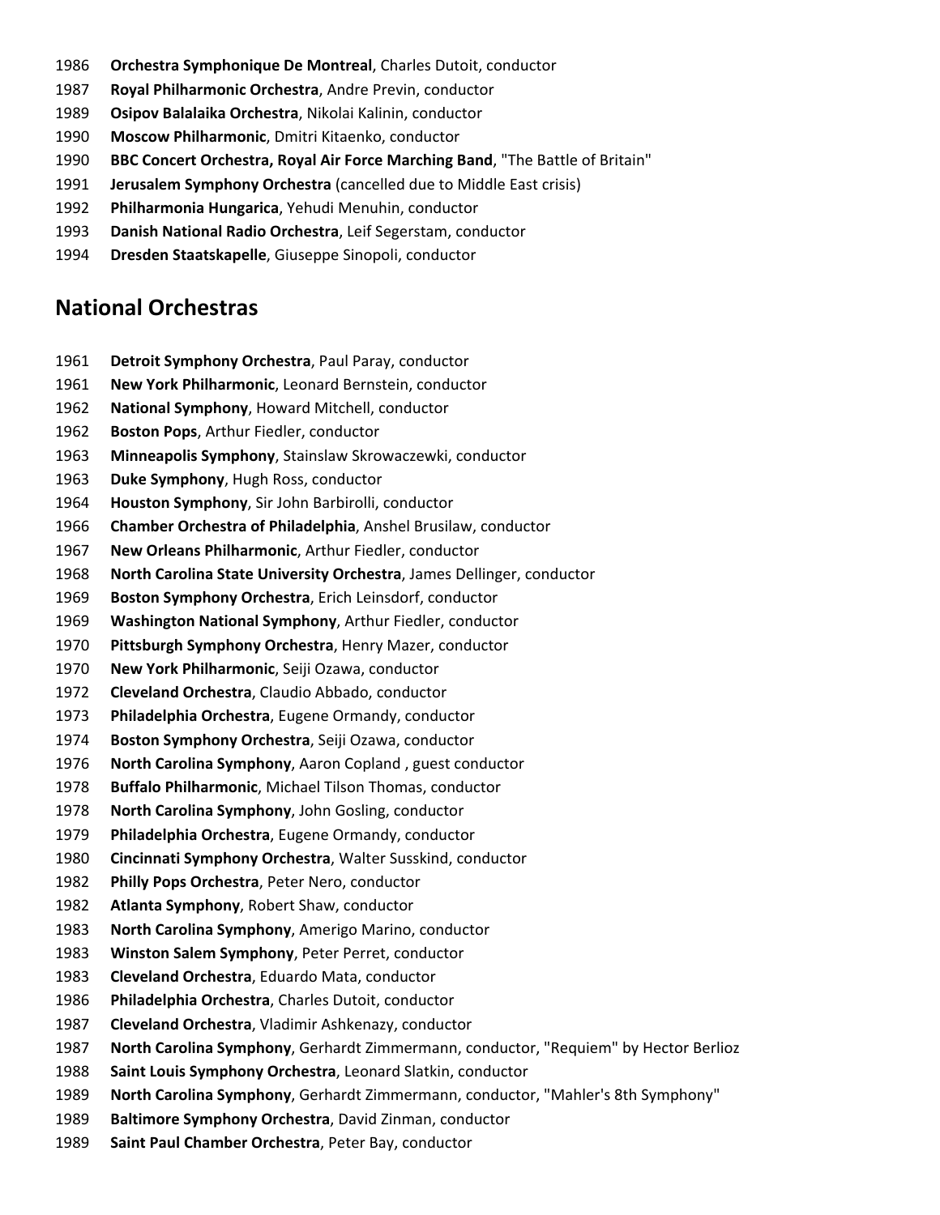1986 **Orchestra Symphonique De Montreal**, Charles Dutoit, conductor
1987 **Royal Philharmonic Orchestra**, Andre Previn, conductor
1989 **Osipov Balalaika Orchestra**, Nikolai Kalinin, conductor
1990 **Moscow Philharmonic**, Dmitri Kitaenko, conductor
1990 **BBC Concert Orchestra, Royal Air Force Marching Band**, "The Battle of Britain"
1991 **Jerusalem Symphony Orchestra** (cancelled due to Middle East crisis)
1992 **Philharmonia Hungarica**, Yehudi Menuhin, conductor
1993 **Danish National Radio Orchestra**, Leif Segerstam, conductor
1994 **Dresden Staatskapelle**, Giuseppe Sinopoli, conductor

## National Orchestras

1961 **Detroit Symphony Orchestra**, Paul Paray, conductor
1961 **New York Philharmonic**, Leonard Bernstein, conductor
1962 **National Symphony**, Howard Mitchell, conductor
1962 **Boston Pops**, Arthur Fiedler, conductor
1963 **Minneapolis Symphony**, Stainslaw Skrowaczewki, conductor
1963 **Duke Symphony**, Hugh Ross, conductor
1964 **Houston Symphony**, Sir John Barbirolli, conductor
1966 **Chamber Orchestra of Philadelphia**, Anshel Brusilaw, conductor
1967 **New Orleans Philharmonic**, Arthur Fiedler, conductor
1968 **North Carolina State University Orchestra**, James Dellinger, conductor
1969 **Boston Symphony Orchestra**, Erich Leinsdorf, conductor
1969 **Washington National Symphony**, Arthur Fiedler, conductor
1970 **Pittsburgh Symphony Orchestra**, Henry Mazer, conductor
1970 **New York Philharmonic**, Seiji Ozawa, conductor
1972 **Cleveland Orchestra**, Claudio Abbado, conductor
1973 **Philadelphia Orchestra**, Eugene Ormandy, conductor
1974 **Boston Symphony Orchestra**, Seiji Ozawa, conductor
1976 **North Carolina Symphony**, Aaron Copland , guest conductor
1978 **Buffalo Philharmonic**, Michael Tilson Thomas, conductor
1978 **North Carolina Symphony**, John Gosling, conductor
1979 **Philadelphia Orchestra**, Eugene Ormandy, conductor
1980 **Cincinnati Symphony Orchestra**, Walter Susskind, conductor
1982 **Philly Pops Orchestra**, Peter Nero, conductor
1982 **Atlanta Symphony**, Robert Shaw, conductor
1983 **North Carolina Symphony**, Amerigo Marino, conductor
1983 **Winston Salem Symphony**, Peter Perret, conductor
1983 **Cleveland Orchestra**, Eduardo Mata, conductor
1986 **Philadelphia Orchestra**, Charles Dutoit, conductor
1987 **Cleveland Orchestra**, Vladimir Ashkenazy, conductor
1987 **North Carolina Symphony**, Gerhardt Zimmermann, conductor, "Requiem" by Hector Berlioz
1988 **Saint Louis Symphony Orchestra**, Leonard Slatkin, conductor
1989 **North Carolina Symphony**, Gerhardt Zimmermann, conductor, "Mahler's 8th Symphony"
1989 **Baltimore Symphony Orchestra**, David Zinman, conductor
1989 **Saint Paul Chamber Orchestra**, Peter Bay, conductor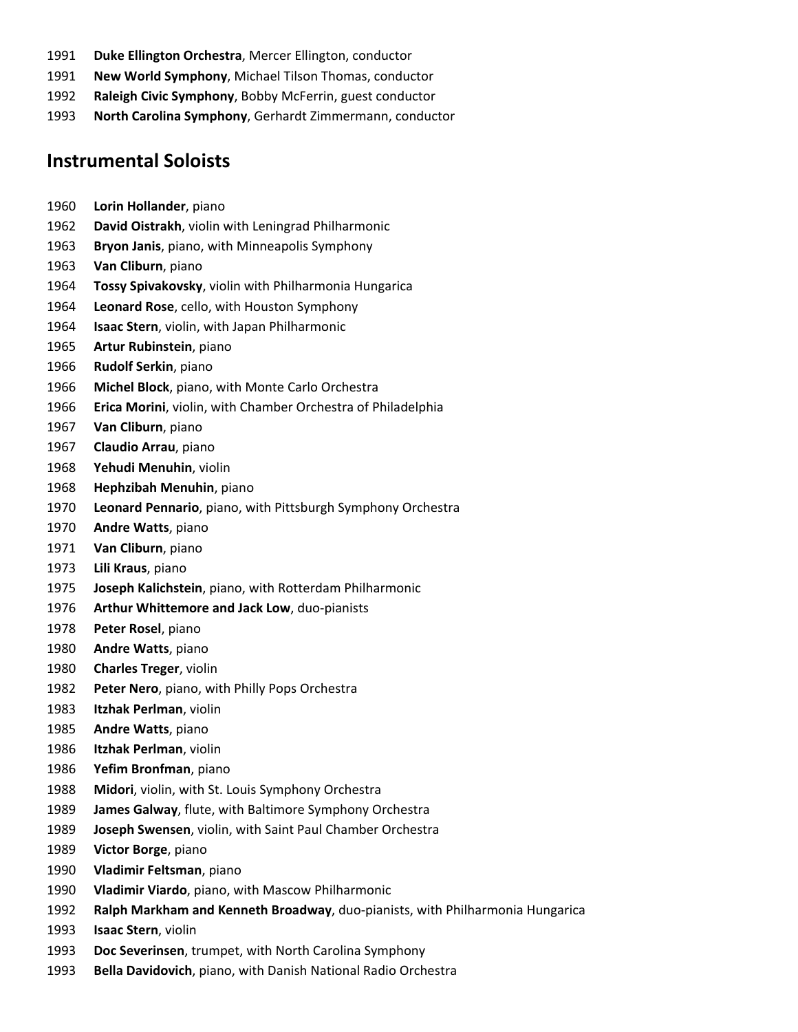1991 **Duke Ellington Orchestra**, Mercer Ellington, conductor
1991 **New World Symphony**, Michael Tilson Thomas, conductor
1992 **Raleigh Civic Symphony**, Bobby McFerrin, guest conductor
1993 **North Carolina Symphony**, Gerhardt Zimmermann, conductor

## Instrumental Soloists

1960 **Lorin Hollander**, piano
1962 **David Oistrakh**, violin with Leningrad Philharmonic
1963 **Bryon Janis**, piano, with Minneapolis Symphony
1963 **Van Cliburn**, piano
1964 **Tossy Spivakovsky**, violin with Philharmonia Hungarica
1964 **Leonard Rose**, cello, with Houston Symphony
1964 **Isaac Stern**, violin, with Japan Philharmonic
1965 **Artur Rubinstein**, piano
1966 **Rudolf Serkin**, piano
1966 **Michel Block**, piano, with Monte Carlo Orchestra
1966 **Erica Morini**, violin, with Chamber Orchestra of Philadelphia
1967 **Van Cliburn**, piano
1967 **Claudio Arrau**, piano
1968 **Yehudi Menuhin**, violin
1968 **Hephzibah Menuhin**, piano
1970 **Leonard Pennario**, piano, with Pittsburgh Symphony Orchestra
1970 **Andre Watts**, piano
1971 **Van Cliburn**, piano
1973 **Lili Kraus**, piano
1975 **Joseph Kalichstein**, piano, with Rotterdam Philharmonic
1976 **Arthur Whittemore and Jack Low**, duo-pianists
1978 **Peter Rosel**, piano
1980 **Andre Watts**, piano
1980 **Charles Treger**, violin
1982 **Peter Nero**, piano, with Philly Pops Orchestra
1983 **Itzhak Perlman**, violin
1985 **Andre Watts**, piano
1986 **Itzhak Perlman**, violin
1986 **Yefim Bronfman**, piano
1988 **Midori**, violin, with St. Louis Symphony Orchestra
1989 **James Galway**, flute, with Baltimore Symphony Orchestra
1989 **Joseph Swensen**, violin, with Saint Paul Chamber Orchestra
1989 **Victor Borge**, piano
1990 **Vladimir Feltsman**, piano
1990 **Vladimir Viardo**, piano, with Mascow Philharmonic
1992 **Ralph Markham and Kenneth Broadway**, duo-pianists, with Philharmonia Hungarica
1993 **Isaac Stern**, violin
1993 **Doc Severinsen**, trumpet, with North Carolina Symphony
1993 **Bella Davidovich**, piano, with Danish National Radio Orchestra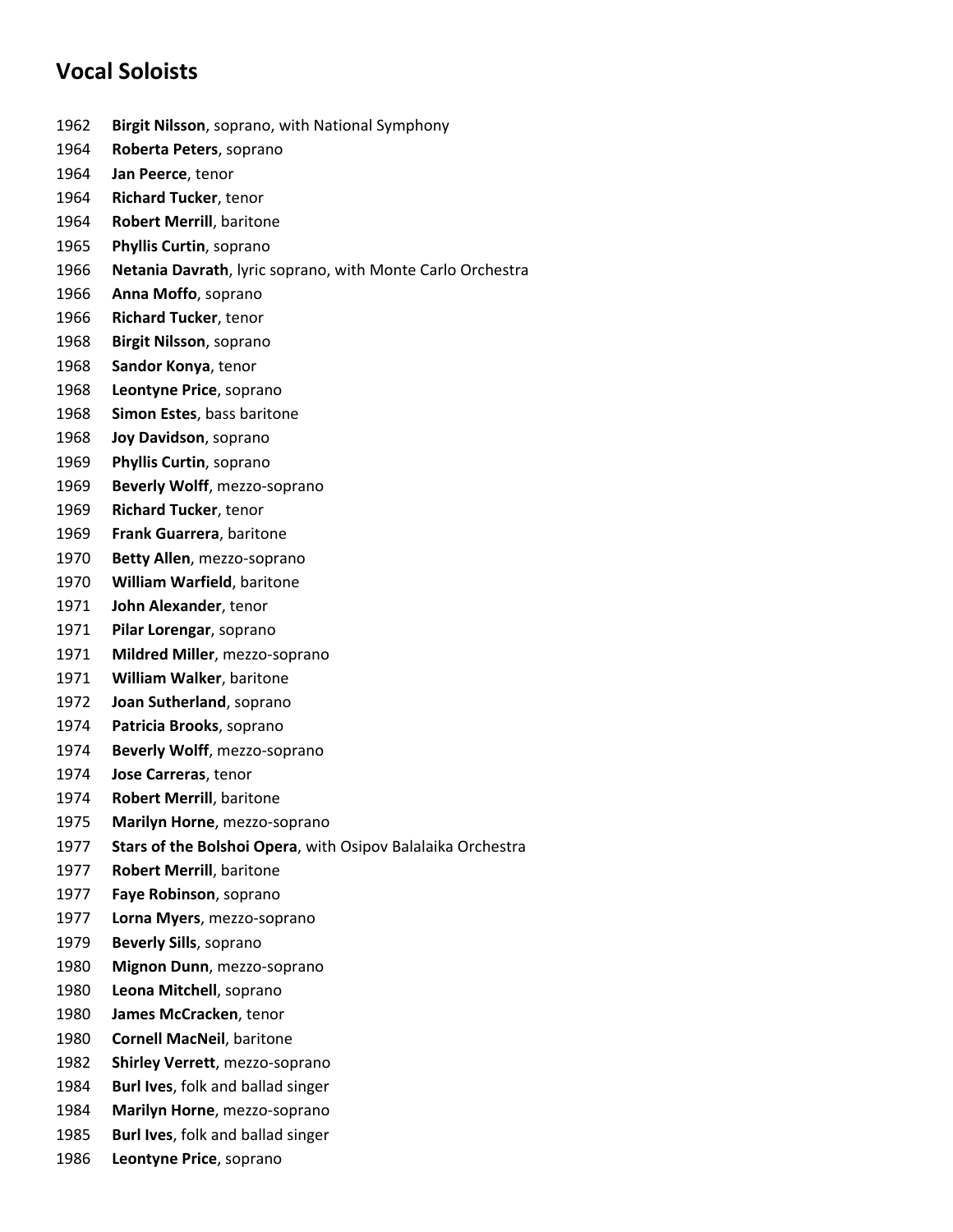## Vocal Soloists

1962 **Birgit Nilsson**, soprano, with National Symphony
1964 **Roberta Peters**, soprano
1964 **Jan Peerce**, tenor
1964 **Richard Tucker**, tenor
1964 **Robert Merrill**, baritone
1965 **Phyllis Curtin**, soprano
1966 **Netania Davrath**, lyric soprano, with Monte Carlo Orchestra
1966 **Anna Moffo**, soprano
1966 **Richard Tucker**, tenor
1968 **Birgit Nilsson**, soprano
1968 **Sandor Konya**, tenor
1968 **Leontyne Price**, soprano
1968 **Simon Estes**, bass baritone
1968 **Joy Davidson**, soprano
1969 **Phyllis Curtin**, soprano
1969 **Beverly Wolff**, mezzo-soprano
1969 **Richard Tucker**, tenor
1969 **Frank Guarrera**, baritone
1970 **Betty Allen**, mezzo-soprano
1970 **William Warfield**, baritone
1971 **John Alexander**, tenor
1971 **Pilar Lorengar**, soprano
1971 **Mildred Miller**, mezzo-soprano
1971 **William Walker**, baritone
1972 **Joan Sutherland**, soprano
1974 **Patricia Brooks**, soprano
1974 **Beverly Wolff**, mezzo-soprano
1974 **Jose Carreras**, tenor
1974 **Robert Merrill**, baritone
1975 **Marilyn Horne**, mezzo-soprano
1977 **Stars of the Bolshoi Opera**, with Osipov Balalaika Orchestra
1977 **Robert Merrill**, baritone
1977 **Faye Robinson**, soprano
1977 **Lorna Myers**, mezzo-soprano
1979 **Beverly Sills**, soprano
1980 **Mignon Dunn**, mezzo-soprano
1980 **Leona Mitchell**, soprano
1980 **James McCracken**, tenor
1980 **Cornell MacNeil**, baritone
1982 **Shirley Verrett**, mezzo-soprano
1984 **Burl Ives**, folk and ballad singer
1984 **Marilyn Horne**, mezzo-soprano
1985 **Burl Ives**, folk and ballad singer
1986 **Leontyne Price**, soprano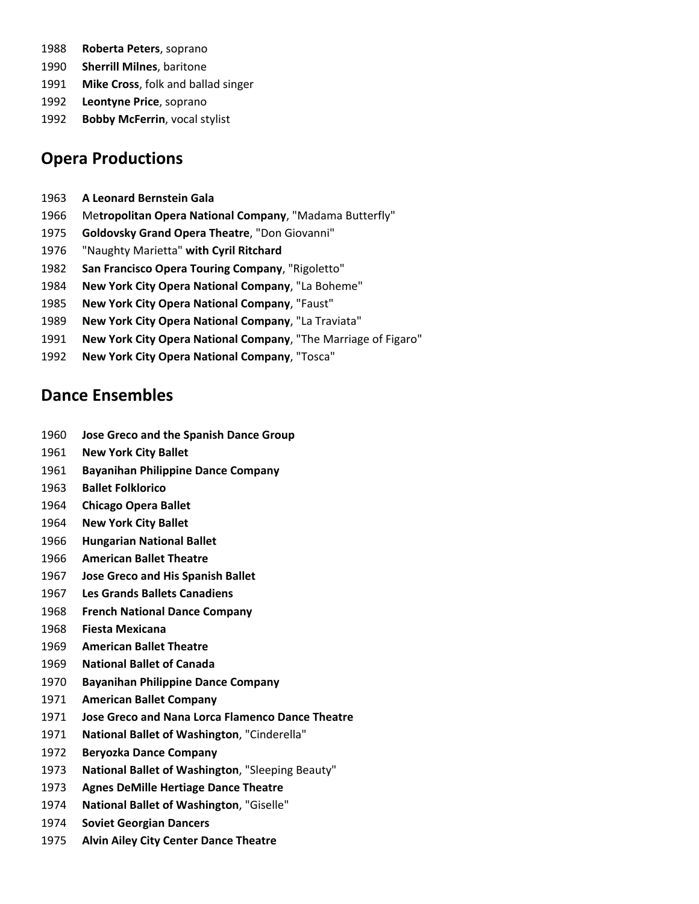1988 **Roberta Peters**, soprano
1990 **Sherrill Milnes**, baritone
1991 **Mike Cross**, folk and ballad singer
1992 **Leontyne Price**, soprano
1992 **Bobby McFerrin**, vocal stylist

## Opera Productions

1963 **A Leonard Bernstein Gala**
1966 Me**tropolitan Opera National Company**, "Madama Butterfly"
1975 **Goldovsky Grand Opera Theatre**, "Don Giovanni"
1976 "Naughty Marietta" **with Cyril Ritchard**
1982 **San Francisco Opera Touring Company**, "Rigoletto"
1984 **New York City Opera National Company**, "La Boheme"
1985 **New York City Opera National Company**, "Faust"
1989 **New York City Opera National Company**, "La Traviata"
1991 **New York City Opera National Company**, "The Marriage of Figaro"
1992 **New York City Opera National Company**, "Tosca"

## Dance Ensembles

1960 **Jose Greco and the Spanish Dance Group**
1961 **New York City Ballet**
1961 **Bayanihan Philippine Dance Company**
1963 **Ballet Folklorico**
1964 **Chicago Opera Ballet**
1964 **New York City Ballet**
1966 **Hungarian National Ballet**
1966 **American Ballet Theatre**
1967 **Jose Greco and His Spanish Ballet**
1967 **Les Grands Ballets Canadiens**
1968 **French National Dance Company**
1968 **Fiesta Mexicana**
1969 **American Ballet Theatre**
1969 **National Ballet of Canada**
1970 **Bayanihan Philippine Dance Company**
1971 **American Ballet Company**
1971 **Jose Greco and Nana Lorca Flamenco Dance Theatre**
1971 **National Ballet of Washington**, "Cinderella"
1972 **Beryozka Dance Company**
1973 **National Ballet of Washington**, "Sleeping Beauty"
1973 **Agnes DeMille Hertiage Dance Theatre**
1974 **National Ballet of Washington**, "Giselle"
1974 **Soviet Georgian Dancers**
1975 **Alvin Ailey City Center Dance Theatre**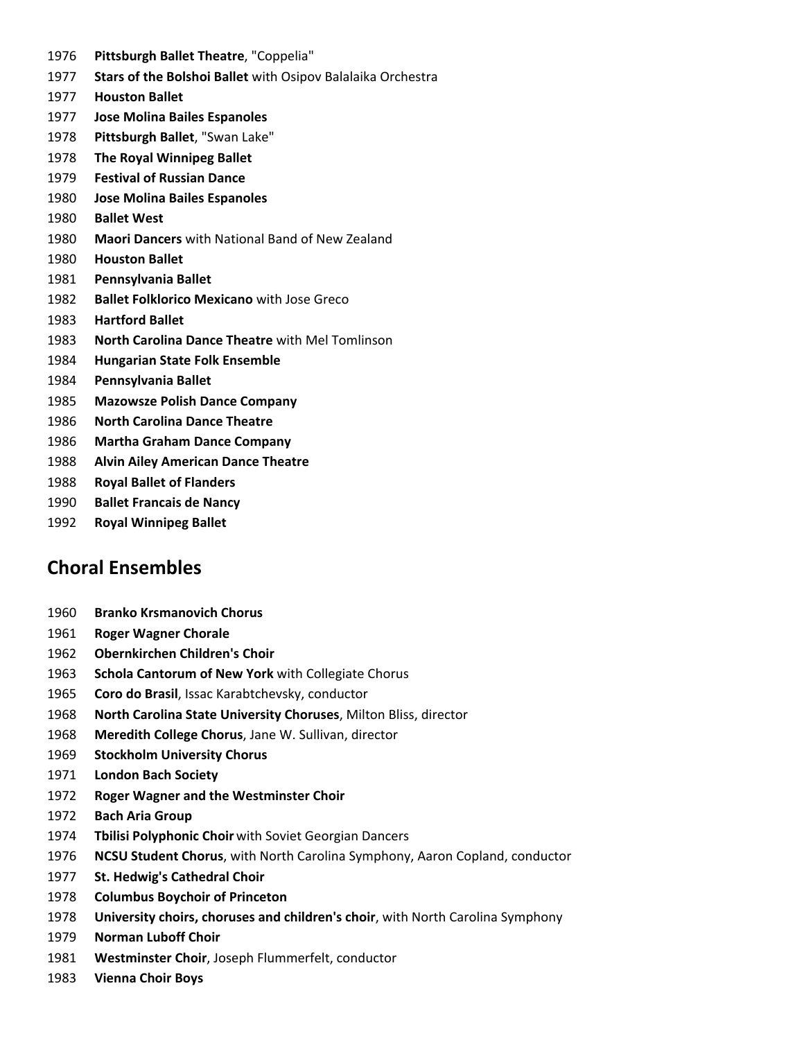1976 **Pittsburgh Ballet Theatre**, "Coppelia"
1977 **Stars of the Bolshoi Ballet** with Osipov Balalaika Orchestra
1977 **Houston Ballet**
1977 **Jose Molina Bailes Espanoles**
1978 **Pittsburgh Ballet**, "Swan Lake"
1978 **The Royal Winnipeg Ballet**
1979 **Festival of Russian Dance**
1980 **Jose Molina Bailes Espanoles**
1980 **Ballet West**
1980 **Maori Dancers** with National Band of New Zealand
1980 **Houston Ballet**
1981 **Pennsylvania Ballet**
1982 **Ballet Folklorico Mexicano** with Jose Greco
1983 **Hartford Ballet**
1983 **North Carolina Dance Theatre** with Mel Tomlinson
1984 **Hungarian State Folk Ensemble**
1984 **Pennsylvania Ballet**
1985 **Mazowsze Polish Dance Company**
1986 **North Carolina Dance Theatre**
1986 **Martha Graham Dance Company**
1988 **Alvin Ailey American Dance Theatre**
1988 **Royal Ballet of Flanders**
1990 **Ballet Francais de Nancy**
1992 **Royal Winnipeg Ballet**

## Choral Ensembles

1960 **Branko Krsmanovich Chorus**
1961 **Roger Wagner Chorale**
1962 **Obernkirchen Children's Choir**
1963 **Schola Cantorum of New York** with Collegiate Chorus
1965 **Coro do Brasil**, Issac Karabtchevsky, conductor
1968 **North Carolina State University Choruses**, Milton Bliss, director
1968 **Meredith College Chorus**, Jane W. Sullivan, director
1969 **Stockholm University Chorus**
1971 **London Bach Society**
1972 **Roger Wagner and the Westminster Choir**
1972 **Bach Aria Group**
1974 **Tbilisi Polyphonic Choir** with Soviet Georgian Dancers
1976 **NCSU Student Chorus**, with North Carolina Symphony, Aaron Copland, conductor
1977 **St. Hedwig's Cathedral Choir**
1978 **Columbus Boychoir of Princeton**
1978 **University choirs, choruses and children's choir**, with North Carolina Symphony
1979 **Norman Luboff Choir**
1981 **Westminster Choir**, Joseph Flummerfelt, conductor
1983 **Vienna Choir Boys**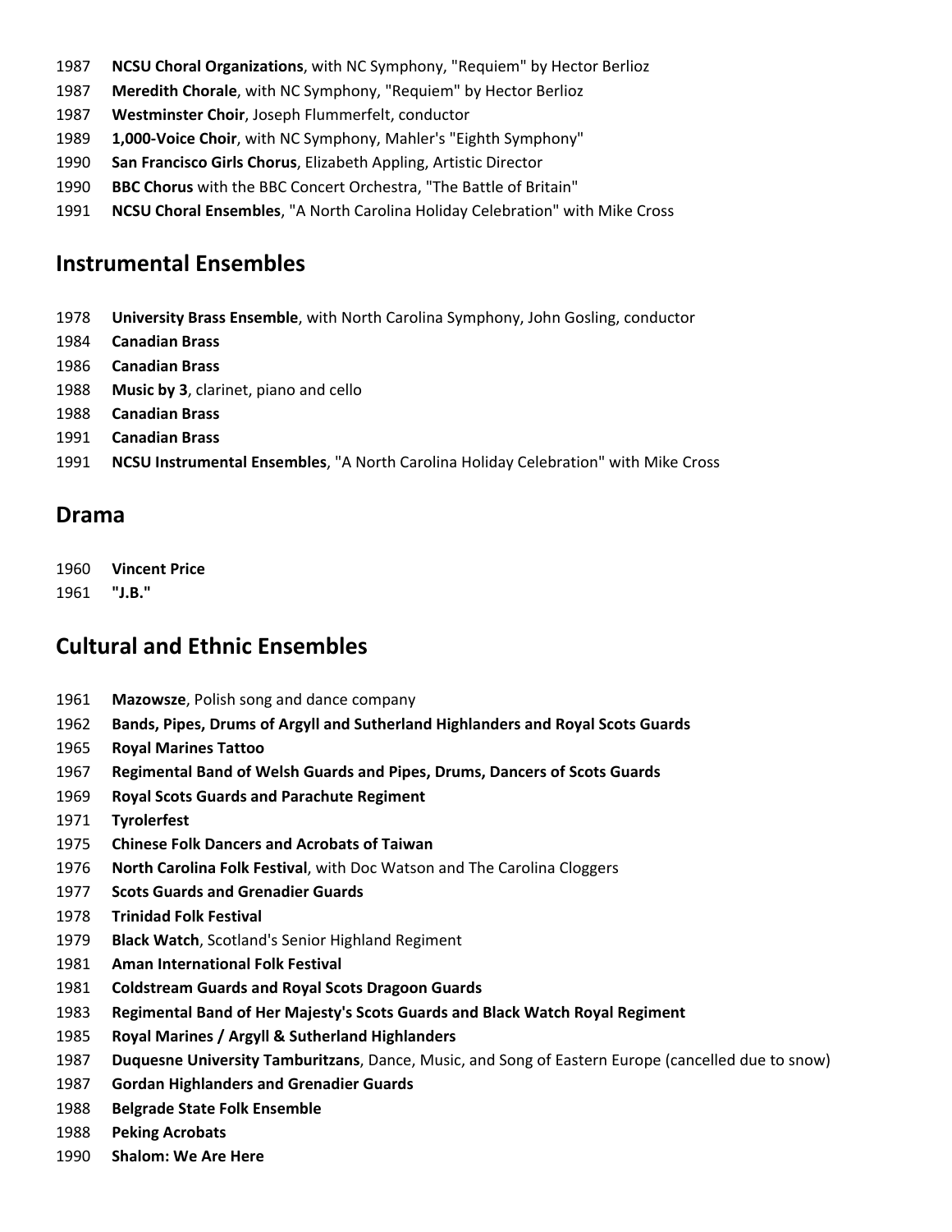1987 **NCSU Choral Organizations**, with NC Symphony, "Requiem" by Hector Berlioz

1987 **Meredith Chorale**, with NC Symphony, "Requiem" by Hector Berlioz

1987 **Westminster Choir**, Joseph Flummerfelt, conductor

1989 **1,000-Voice Choir**, with NC Symphony, Mahler's "Eighth Symphony"

1990 **San Francisco Girls Chorus**, Elizabeth Appling, Artistic Director

1990 **BBC Chorus** with the BBC Concert Orchestra, "The Battle of Britain"

1991 **NCSU Choral Ensembles**, "A North Carolina Holiday Celebration" with Mike Cross

## Instrumental Ensembles

1978 **University Brass Ensemble**, with North Carolina Symphony, John Gosling, conductor

1984 **Canadian Brass**

1986 **Canadian Brass**

1988 **Music by 3**, clarinet, piano and cello

1988 **Canadian Brass**

1991 **Canadian Brass**

1991 **NCSU Instrumental Ensembles**, "A North Carolina Holiday Celebration" with Mike Cross

## Drama

1960 **Vincent Price**

1961 **"J.B."**

## Cultural and Ethnic Ensembles

1961 **Mazowsze**, Polish song and dance company

1962 **Bands, Pipes, Drums of Argyll and Sutherland Highlanders and Royal Scots Guards**

1965 **Royal Marines Tattoo**

1967 **Regimental Band of Welsh Guards and Pipes, Drums, Dancers of Scots Guards**

1969 **Royal Scots Guards and Parachute Regiment**

1971 **Tyrolerfest**

1975 **Chinese Folk Dancers and Acrobats of Taiwan**

1976 **North Carolina Folk Festival**, with Doc Watson and The Carolina Cloggers

1977 **Scots Guards and Grenadier Guards**

1978 **Trinidad Folk Festival**

1979 **Black Watch**, Scotland's Senior Highland Regiment

1981 **Aman International Folk Festival**

1981 **Coldstream Guards and Royal Scots Dragoon Guards**

1983 **Regimental Band of Her Majesty's Scots Guards and Black Watch Royal Regiment**

1985 **Royal Marines / Argyll & Sutherland Highlanders**

1987 **Duquesne University Tamburitzans**, Dance, Music, and Song of Eastern Europe (cancelled due to snow)

1987 **Gordan Highlanders and Grenadier Guards**

1988 **Belgrade State Folk Ensemble**

1988 **Peking Acrobats**

1990 **Shalom: We Are Here**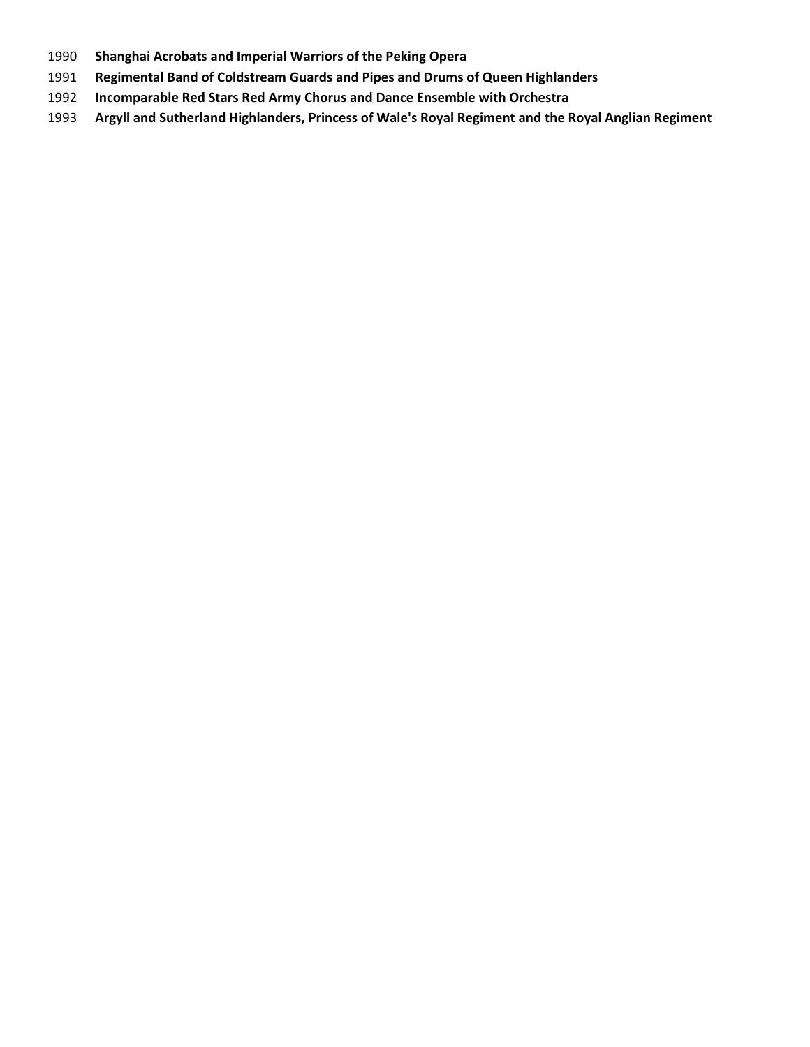1990 **Shanghai Acrobats and Imperial Warriors of the Peking Opera**

1991 **Regimental Band of Coldstream Guards and Pipes and Drums of Queen Highlanders**

1992 **Incomparable Red Stars Red Army Chorus and Dance Ensemble with Orchestra**

1993 **Argyll and Sutherland Highlanders, Princess of Wale's Royal Regiment and the Royal Anglian Regiment**